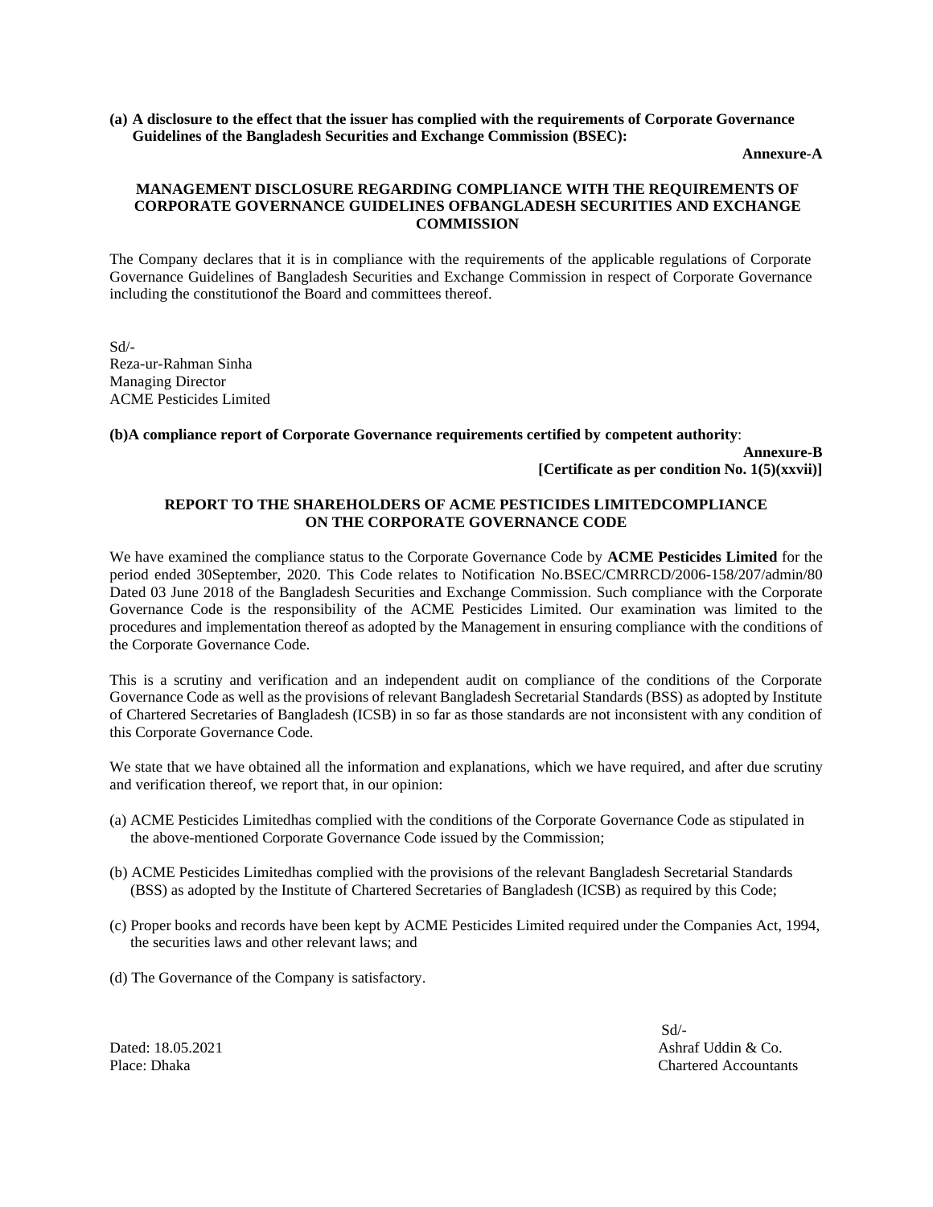**(a) A disclosure to the effect that the issuer has complied with the requirements of Corporate Governance Guidelines of the Bangladesh Securities and Exchange Commission (BSEC):**

**Annexure-A**

**MANAGEMENT DISCLOSURE REGARDING COMPLIANCE WITH THE REQUIREMENTS OF CORPORATE GOVERNANCE GUIDELINES OFBANGLADESH SECURITIES AND EXCHANGE COMMISSION**

The Company declares that it is in compliance with the requirements of the applicable regulations of Corporate Governance Guidelines of Bangladesh Securities and Exchange Commission in respect of Corporate Governance including the constitutionof the Board and committees thereof.

Sd/-
Reza-ur-Rahman Sinha
Managing Director
ACME Pesticides Limited

**(b)A compliance report of Corporate Governance requirements certified by competent authority**:

**Annexure-B**
**[Certificate as per condition No. 1(5)(xxvii)]**

**REPORT TO THE SHAREHOLDERS OF ACME PESTICIDES LIMITEDCOMPLIANCE ON THE CORPORATE GOVERNANCE CODE**

We have examined the compliance status to the Corporate Governance Code by **ACME Pesticides Limited** for the period ended 30September, 2020. This Code relates to Notification No.BSEC/CMRRCD/2006-158/207/admin/80 Dated 03 June 2018 of the Bangladesh Securities and Exchange Commission. Such compliance with the Corporate Governance Code is the responsibility of the ACME Pesticides Limited. Our examination was limited to the procedures and implementation thereof as adopted by the Management in ensuring compliance with the conditions of the Corporate Governance Code.

This is a scrutiny and verification and an independent audit on compliance of the conditions of the Corporate Governance Code as well as the provisions of relevant Bangladesh Secretarial Standards (BSS) as adopted by Institute of Chartered Secretaries of Bangladesh (ICSB) in so far as those standards are not inconsistent with any condition of this Corporate Governance Code.

We state that we have obtained all the information and explanations, which we have required, and after due scrutiny and verification thereof, we report that, in our opinion:

(a) ACME Pesticides Limitedhas complied with the conditions of the Corporate Governance Code as stipulated in the above-mentioned Corporate Governance Code issued by the Commission;

(b) ACME Pesticides Limitedhas complied with the provisions of the relevant Bangladesh Secretarial Standards (BSS) as adopted by the Institute of Chartered Secretaries of Bangladesh (ICSB) as required by this Code;

(c) Proper books and records have been kept by ACME Pesticides Limited required under the Companies Act, 1994, the securities laws and other relevant laws; and

(d) The Governance of the Company is satisfactory.

Dated: 18.05.2021
Place: Dhaka

Sd/-
Ashraf Uddin & Co.
Chartered Accountants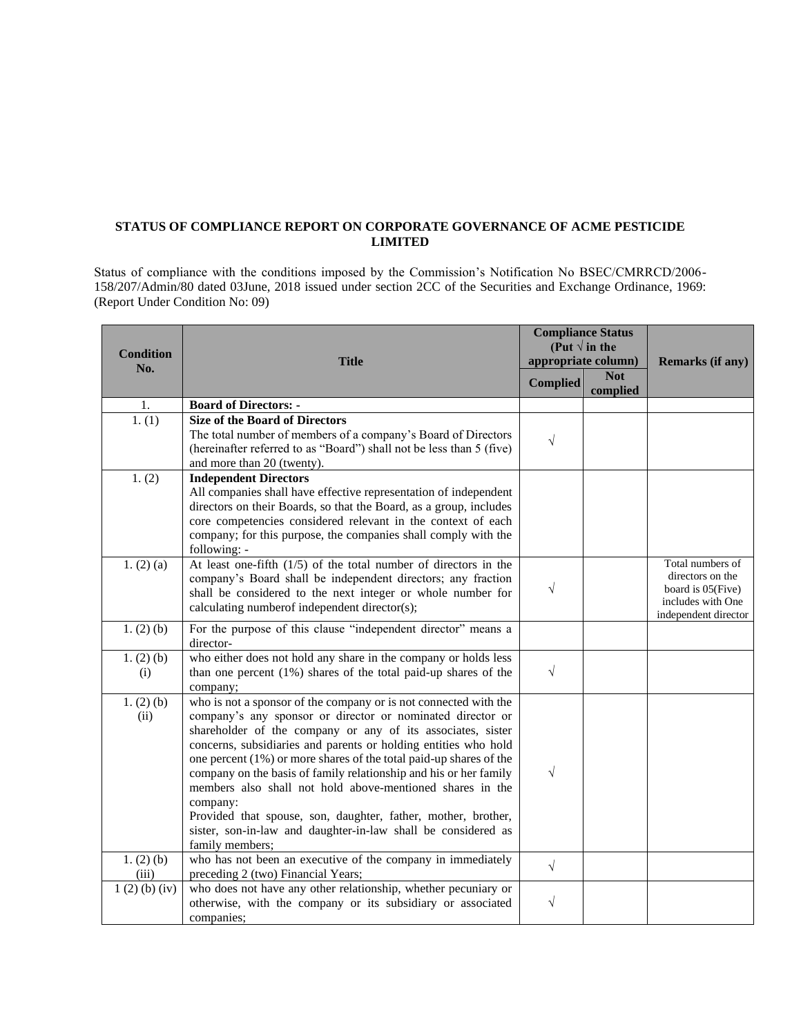**STATUS OF COMPLIANCE REPORT ON CORPORATE GOVERNANCE OF ACME PESTICIDE LIMITED**

Status of compliance with the conditions imposed by the Commission's Notification No BSEC/CMRRCD/2006-158/207/Admin/80 dated 03June, 2018 issued under section 2CC of the Securities and Exchange Ordinance, 1969: (Report Under Condition No: 09)

| Condition No. | Title | Compliance Status (Put √ in the appropriate column) | | Remarks (if any) |
|---|---|---|---|---|
| | | Complied | Not complied | |
| 1. | **Board of Directors: -** | | | |
| 1. (1) | **Size of the Board of Directors**<br>The total number of members of a company's Board of Directors (hereinafter referred to as "Board") shall not be less than 5 (five) and more than 20 (twenty). | √ | | |
| 1. (2) | **Independent Directors**<br>All companies shall have effective representation of independent directors on their Boards, so that the Board, as a group, includes core competencies considered relevant in the context of each company; for this purpose, the companies shall comply with the following: - | | | |
| 1. (2) (a) | At least one-fifth (1/5) of the total number of directors in the company's Board shall be independent directors; any fraction shall be considered to the next integer or whole number for calculating numberof independent director(s); | √ | | Total numbers of directors on the board is 05(Five) includes with One independent director |
| 1. (2) (b) | For the purpose of this clause "independent director" means a director- | | | |
| 1. (2) (b) (i) | who either does not hold any share in the company or holds less than one percent (1%) shares of the total paid-up shares of the company; | √ | | |
| 1. (2) (b) (ii) | who is not a sponsor of the company or is not connected with the company's any sponsor or director or nominated director or shareholder of the company or any of its associates, sister concerns, subsidiaries and parents or holding entities who hold one percent (1%) or more shares of the total paid-up shares of the company on the basis of family relationship and his or her family members also shall not hold above-mentioned shares in the company:<br>Provided that spouse, son, daughter, father, mother, brother, sister, son-in-law and daughter-in-law shall be considered as family members; | √ | | |
| 1. (2) (b) (iii) | who has not been an executive of the company in immediately preceding 2 (two) Financial Years; | √ | | |
| 1 (2) (b) (iv) | who does not have any other relationship, whether pecuniary or otherwise, with the company or its subsidiary or associated companies; | √ | | |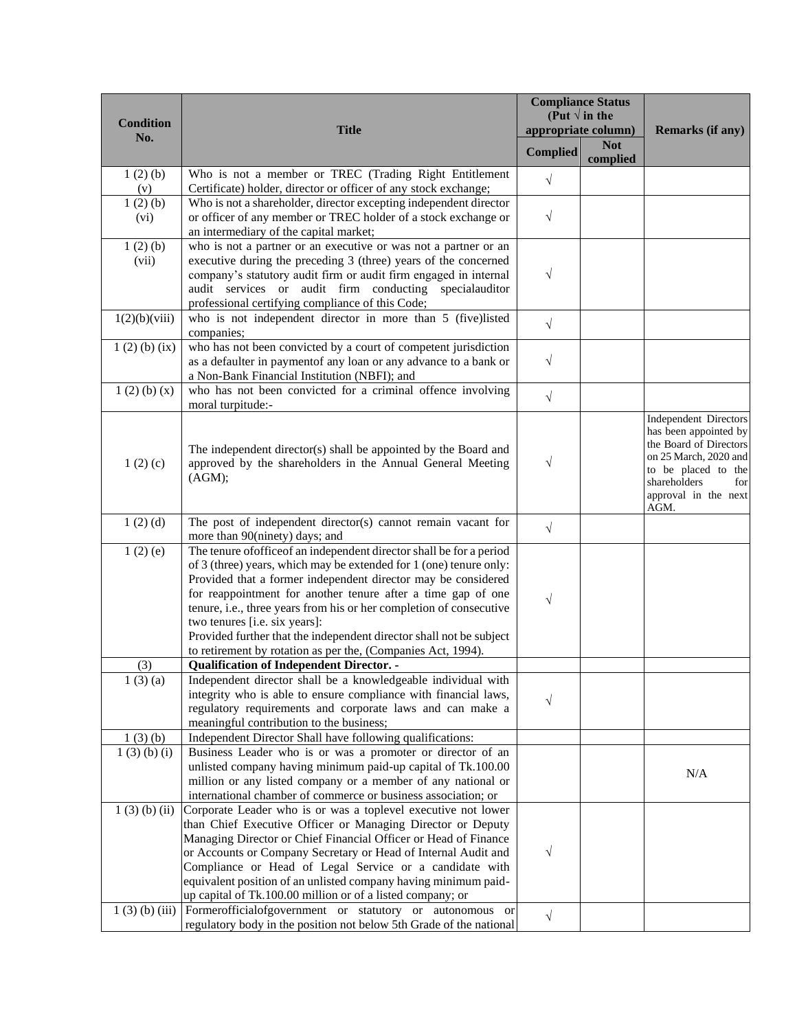| Condition No. | Title | Compliance Status (Put √ in the appropriate column) | | Remarks (if any) |
|---|---|---|---|---|
| | | Complied | Not complied | |
| 1 (2) (b) (v) | Who is not a member or TREC (Trading Right Entitlement Certificate) holder, director or officer of any stock exchange; | √ | | |
| 1 (2) (b) (vi) | Who is not a shareholder, director excepting independent director or officer of any member or TREC holder of a stock exchange or an intermediary of the capital market; | √ | | |
| 1 (2) (b) (vii) | who is not a partner or an executive or was not a partner or an executive during the preceding 3 (three) years of the concerned company's statutory audit firm or audit firm engaged in internal audit services or audit firm conducting specialauditor professional certifying compliance of this Code; | √ | | |
| 1(2)(b)(viii) | who is not independent director in more than 5 (five)listed companies; | √ | | |
| 1 (2) (b) (ix) | who has not been convicted by a court of competent jurisdiction as a defaulter in paymentof any loan or any advance to a bank or a Non-Bank Financial Institution (NBFI); and | √ | | |
| 1 (2) (b) (x) | who has not been convicted for a criminal offence involving moral turpitude:- | √ | | |
| 1 (2) (c) | The independent director(s) shall be appointed by the Board and approved by the shareholders in the Annual General Meeting (AGM); | √ | | Independent Directors has been appointed by the Board of Directors on 25 March, 2020 and to be placed to the shareholders for approval in the next AGM. |
| 1 (2) (d) | The post of independent director(s) cannot remain vacant for more than 90(ninety) days; and | √ | | |
| 1 (2) (e) | The tenure ofofficeof an independent director shall be for a period of 3 (three) years, which may be extended for 1 (one) tenure only: Provided that a former independent director may be considered for reappointment for another tenure after a time gap of one tenure, i.e., three years from his or her completion of consecutive two tenures [i.e. six years]: Provided further that the independent director shall not be subject to retirement by rotation as per the, (Companies Act, 1994). | √ | | |
| (3) | **Qualification of Independent Director. -** | | | |
| 1 (3) (a) | Independent director shall be a knowledgeable individual with integrity who is able to ensure compliance with financial laws, regulatory requirements and corporate laws and can make a meaningful contribution to the business; | √ | | |
| 1 (3) (b) | Independent Director Shall have following qualifications: | | | |
| 1 (3) (b) (i) | Business Leader who is or was a promoter or director of an unlisted company having minimum paid-up capital of Tk.100.00 million or any listed company or a member of any national or international chamber of commerce or business association; or | | | N/A |
| 1 (3) (b) (ii) | Corporate Leader who is or was a toplevel executive not lower than Chief Executive Officer or Managing Director or Deputy Managing Director or Chief Financial Officer or Head of Finance or Accounts or Company Secretary or Head of Internal Audit and Compliance or Head of Legal Service or a candidate with equivalent position of an unlisted company having minimum paid-up capital of Tk.100.00 million or of a listed company; or | √ | | |
| 1 (3) (b) (iii) | Formerofficialofgovernment or statutory or autonomous or regulatory body in the position not below 5th Grade of the national | √ | | |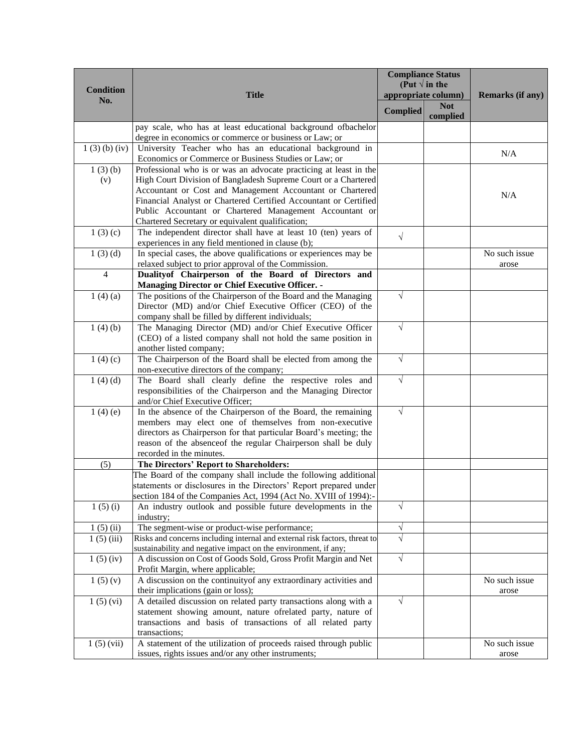| Condition No. | Title | Compliance Status (Put √ in the appropriate column) | | Remarks (if any) |
|---|---|---|---|---|
| | | Complied | Not complied | |
| | pay scale, who has at least educational background ofbachelor degree in economics or commerce or business or Law; or | | | |
| 1 (3) (b) (iv) | University Teacher who has an educational background in Economics or Commerce or Business Studies or Law; or | | | N/A |
| 1 (3) (b) (v) | Professional who is or was an advocate practicing at least in the High Court Division of Bangladesh Supreme Court or a Chartered Accountant or Cost and Management Accountant or Chartered Financial Analyst or Chartered Certified Accountant or Certified Public Accountant or Chartered Management Accountant or Chartered Secretary or equivalent qualification; | | | N/A |
| 1 (3) (c) | The independent director shall have at least 10 (ten) years of experiences in any field mentioned in clause (b); | √ | | |
| 1 (3) (d) | In special cases, the above qualifications or experiences may be relaxed subject to prior approval of the Commission. | | | No such issue arose |
| 4 | **Dualityof Chairperson of the Board of Directors and Managing Director or Chief Executive Officer. -** | | | |
| 1 (4) (a) | The positions of the Chairperson of the Board and the Managing Director (MD) and/or Chief Executive Officer (CEO) of the company shall be filled by different individuals; | √ | | |
| 1 (4) (b) | The Managing Director (MD) and/or Chief Executive Officer (CEO) of a listed company shall not hold the same position in another listed company; | √ | | |
| 1 (4) (c) | The Chairperson of the Board shall be elected from among the non-executive directors of the company; | √ | | |
| 1 (4) (d) | The Board shall clearly define the respective roles and responsibilities of the Chairperson and the Managing Director and/or Chief Executive Officer; | √ | | |
| 1 (4) (e) | In the absence of the Chairperson of the Board, the remaining members may elect one of themselves from non-executive directors as Chairperson for that particular Board's meeting; the reason of the absenceof the regular Chairperson shall be duly recorded in the minutes. | √ | | |
| (5) | **The Directors' Report to Shareholders:** | | | |
| | The Board of the company shall include the following additional statements or disclosures in the Directors' Report prepared under section 184 of the Companies Act, 1994 (Act No. XVIII of 1994):- | | | |
| 1 (5) (i) | An industry outlook and possible future developments in the industry; | √ | | |
| 1 (5) (ii) | The segment-wise or product-wise performance; | √ | | |
| 1 (5) (iii) | Risks and concerns including internal and external risk factors, threat to sustainability and negative impact on the environment, if any; | √ | | |
| 1 (5) (iv) | A discussion on Cost of Goods Sold, Gross Profit Margin and Net Profit Margin, where applicable; | √ | | |
| 1 (5) (v) | A discussion on the continuityof any extraordinary activities and their implications (gain or loss); | | | No such issue arose |
| 1 (5) (vi) | A detailed discussion on related party transactions along with a statement showing amount, nature ofrelated party, nature of transactions and basis of transactions of all related party transactions; | √ | | |
| 1 (5) (vii) | A statement of the utilization of proceeds raised through public issues, rights issues and/or any other instruments; | | | No such issue arose |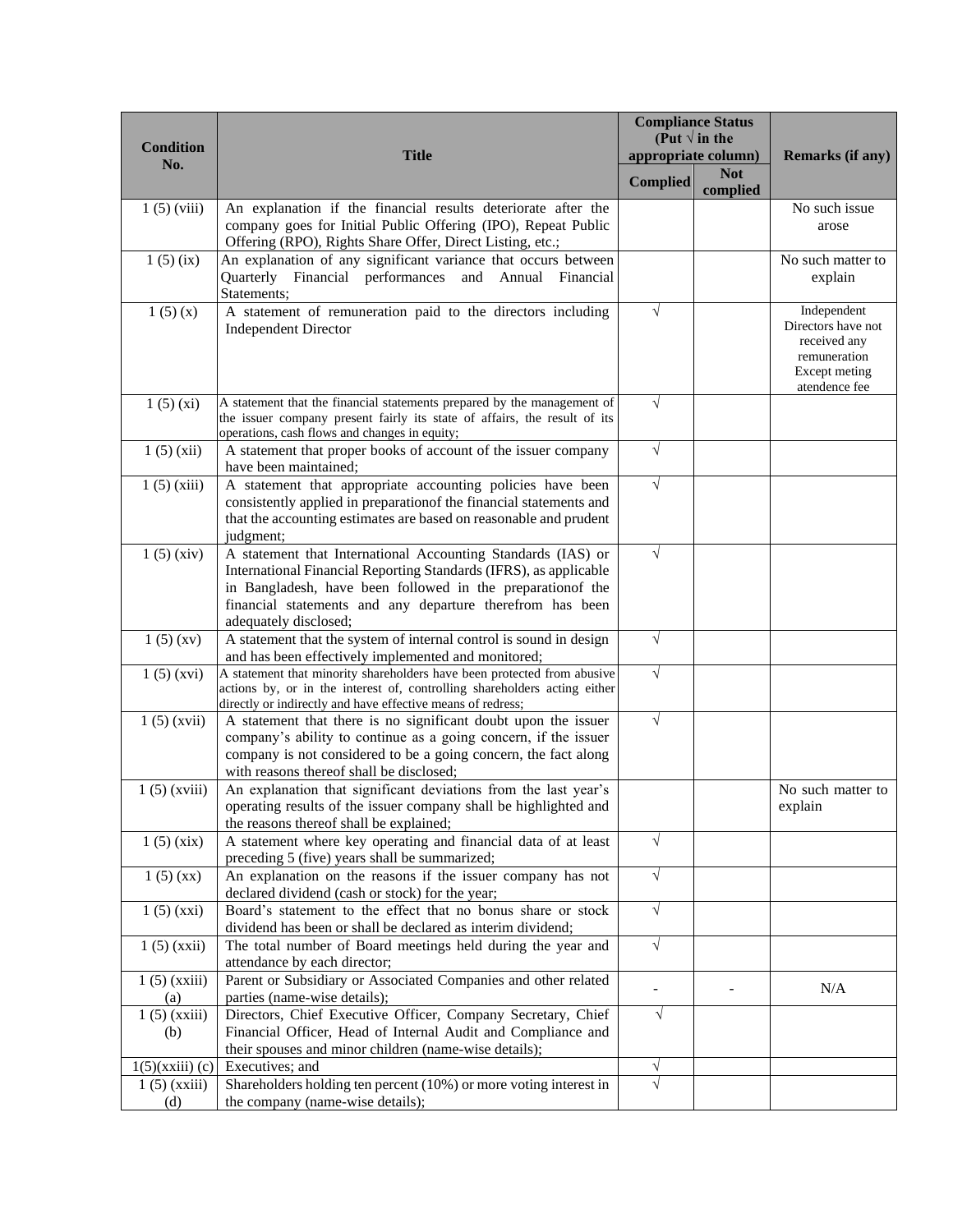| Condition No. | Title | Compliance Status (Put √ in the appropriate column) | | Remarks (if any) |
|---|---|---|---|---|
| | | Complied | Not complied | |
| 1 (5) (viii) | An explanation if the financial results deteriorate after the company goes for Initial Public Offering (IPO), Repeat Public Offering (RPO), Rights Share Offer, Direct Listing, etc.; | | | No such issue arose |
| 1 (5) (ix) | An explanation of any significant variance that occurs between Quarterly Financial performances and Annual Financial Statements; | | | No such matter to explain |
| 1 (5) (x) | A statement of remuneration paid to the directors including Independent Director | √ | | Independent Directors have not received any remuneration Except meting atendence fee |
| 1 (5) (xi) | A statement that the financial statements prepared by the management of the issuer company present fairly its state of affairs, the result of its operations, cash flows and changes in equity; | √ | | |
| 1 (5) (xii) | A statement that proper books of account of the issuer company have been maintained; | √ | | |
| 1 (5) (xiii) | A statement that appropriate accounting policies have been consistently applied in preparationof the financial statements and that the accounting estimates are based on reasonable and prudent judgment; | √ | | |
| 1 (5) (xiv) | A statement that International Accounting Standards (IAS) or International Financial Reporting Standards (IFRS), as applicable in Bangladesh, have been followed in the preparationof the financial statements and any departure therefrom has been adequately disclosed; | √ | | |
| 1 (5) (xv) | A statement that the system of internal control is sound in design and has been effectively implemented and monitored; | √ | | |
| 1 (5) (xvi) | A statement that minority shareholders have been protected from abusive actions by, or in the interest of, controlling shareholders acting either directly or indirectly and have effective means of redress; | √ | | |
| 1 (5) (xvii) | A statement that there is no significant doubt upon the issuer company's ability to continue as a going concern, if the issuer company is not considered to be a going concern, the fact along with reasons thereof shall be disclosed; | √ | | |
| 1 (5) (xviii) | An explanation that significant deviations from the last year's operating results of the issuer company shall be highlighted and the reasons thereof shall be explained; | | | No such matter to explain |
| 1 (5) (xix) | A statement where key operating and financial data of at least preceding 5 (five) years shall be summarized; | √ | | |
| 1 (5) (xx) | An explanation on the reasons if the issuer company has not declared dividend (cash or stock) for the year; | √ | | |
| 1 (5) (xxi) | Board's statement to the effect that no bonus share or stock dividend has been or shall be declared as interim dividend; | √ | | |
| 1 (5) (xxii) | The total number of Board meetings held during the year and attendance by each director; | √ | | |
| 1 (5) (xxiii) (a) | Parent or Subsidiary or Associated Companies and other related parties (name-wise details); | - | - | N/A |
| 1 (5) (xxiii) (b) | Directors, Chief Executive Officer, Company Secretary, Chief Financial Officer, Head of Internal Audit and Compliance and their spouses and minor children (name-wise details); | √ | | |
| 1(5)(xxiii) (c) | Executives; and | √ | | |
| 1 (5) (xxiii) (d) | Shareholders holding ten percent (10%) or more voting interest in the company (name-wise details); | √ | | |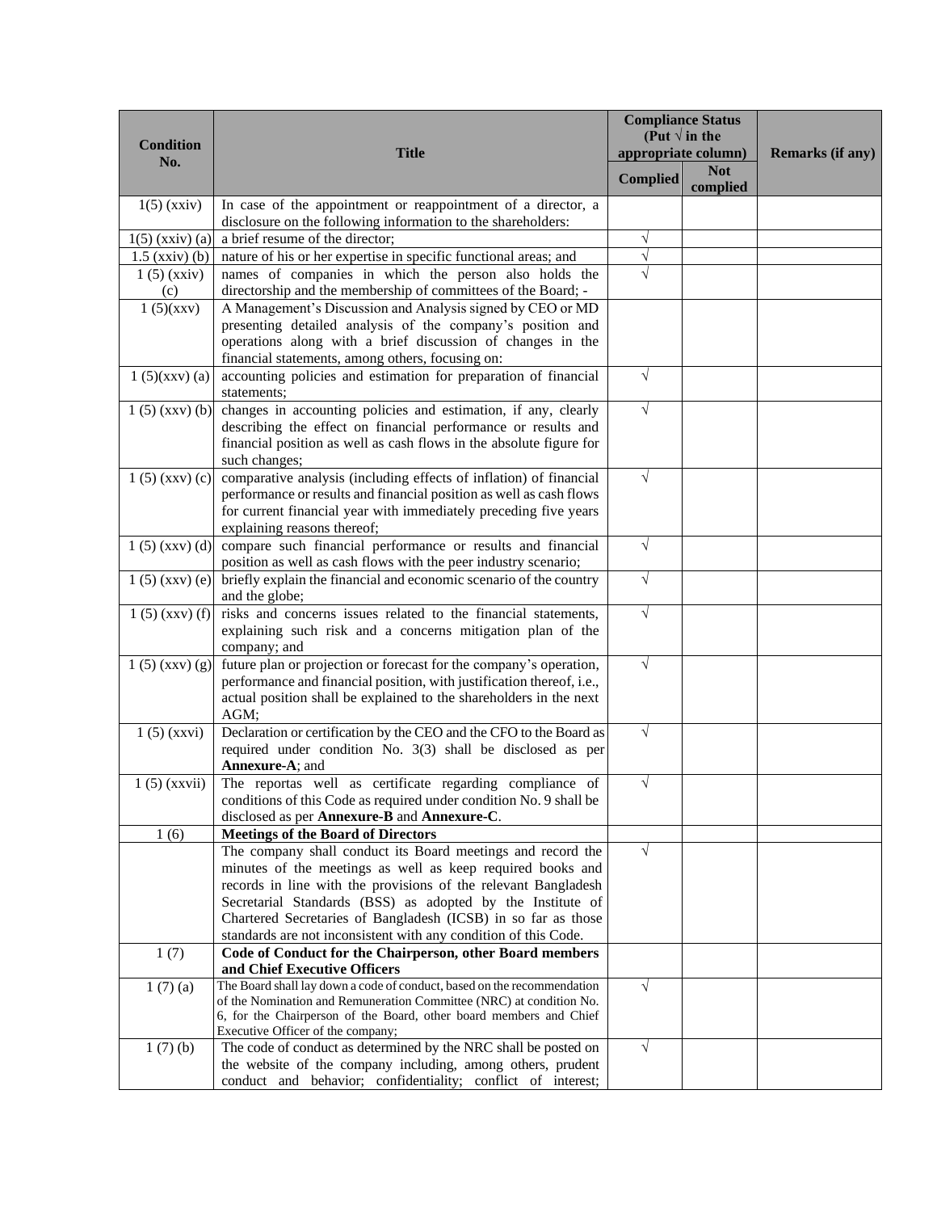| Condition No. | Title | Compliance Status (Put √ in the appropriate column) | | Remarks (if any) |
|---|---|---|---|---|
| | | Complied | Not complied | |
| 1(5) (xxiv) | In case of the appointment or reappointment of a director, a disclosure on the following information to the shareholders: | | | |
| 1(5) (xxiv) (a) | a brief resume of the director; | √ | | |
| 1.5 (xxiv) (b) | nature of his or her expertise in specific functional areas; and | √ | | |
| 1 (5) (xxiv) (c) | names of companies in which the person also holds the directorship and the membership of committees of the Board; - | √ | | |
| 1 (5)(xxv) | A Management's Discussion and Analysis signed by CEO or MD presenting detailed analysis of the company's position and operations along with a brief discussion of changes in the financial statements, among others, focusing on: | | | |
| 1 (5)(xxv) (a) | accounting policies and estimation for preparation of financial statements; | √ | | |
| 1 (5) (xxv) (b) | changes in accounting policies and estimation, if any, clearly describing the effect on financial performance or results and financial position as well as cash flows in the absolute figure for such changes; | √ | | |
| 1 (5) (xxv) (c) | comparative analysis (including effects of inflation) of financial performance or results and financial position as well as cash flows for current financial year with immediately preceding five years explaining reasons thereof; | √ | | |
| 1 (5) (xxv) (d) | compare such financial performance or results and financial position as well as cash flows with the peer industry scenario; | √ | | |
| 1 (5) (xxv) (e) | briefly explain the financial and economic scenario of the country and the globe; | √ | | |
| 1 (5) (xxv) (f) | risks and concerns issues related to the financial statements, explaining such risk and a concerns mitigation plan of the company; and | √ | | |
| 1 (5) (xxv) (g) | future plan or projection or forecast for the company's operation, performance and financial position, with justification thereof, i.e., actual position shall be explained to the shareholders in the next AGM; | √ | | |
| 1 (5) (xxvi) | Declaration or certification by the CEO and the CFO to the Board as required under condition No. 3(3) shall be disclosed as per **Annexure-A**; and | √ | | |
| 1 (5) (xxvii) | The reportas well as certificate regarding compliance of conditions of this Code as required under condition No. 9 shall be disclosed as per **Annexure-B** and **Annexure-C**. | √ | | |
| 1 (6) | **Meetings of the Board of Directors** | | | |
| | The company shall conduct its Board meetings and record the minutes of the meetings as well as keep required books and records in line with the provisions of the relevant Bangladesh Secretarial Standards (BSS) as adopted by the Institute of Chartered Secretaries of Bangladesh (ICSB) in so far as those standards are not inconsistent with any condition of this Code. | √ | | |
| 1 (7) | **Code of Conduct for the Chairperson, other Board members and Chief Executive Officers** | | | |
| 1 (7) (a) | The Board shall lay down a code of conduct, based on the recommendation of the Nomination and Remuneration Committee (NRC) at condition No. 6, for the Chairperson of the Board, other board members and Chief Executive Officer of the company; | √ | | |
| 1 (7) (b) | The code of conduct as determined by the NRC shall be posted on the website of the company including, among others, prudent conduct and behavior; confidentiality; conflict of interest; | √ | | |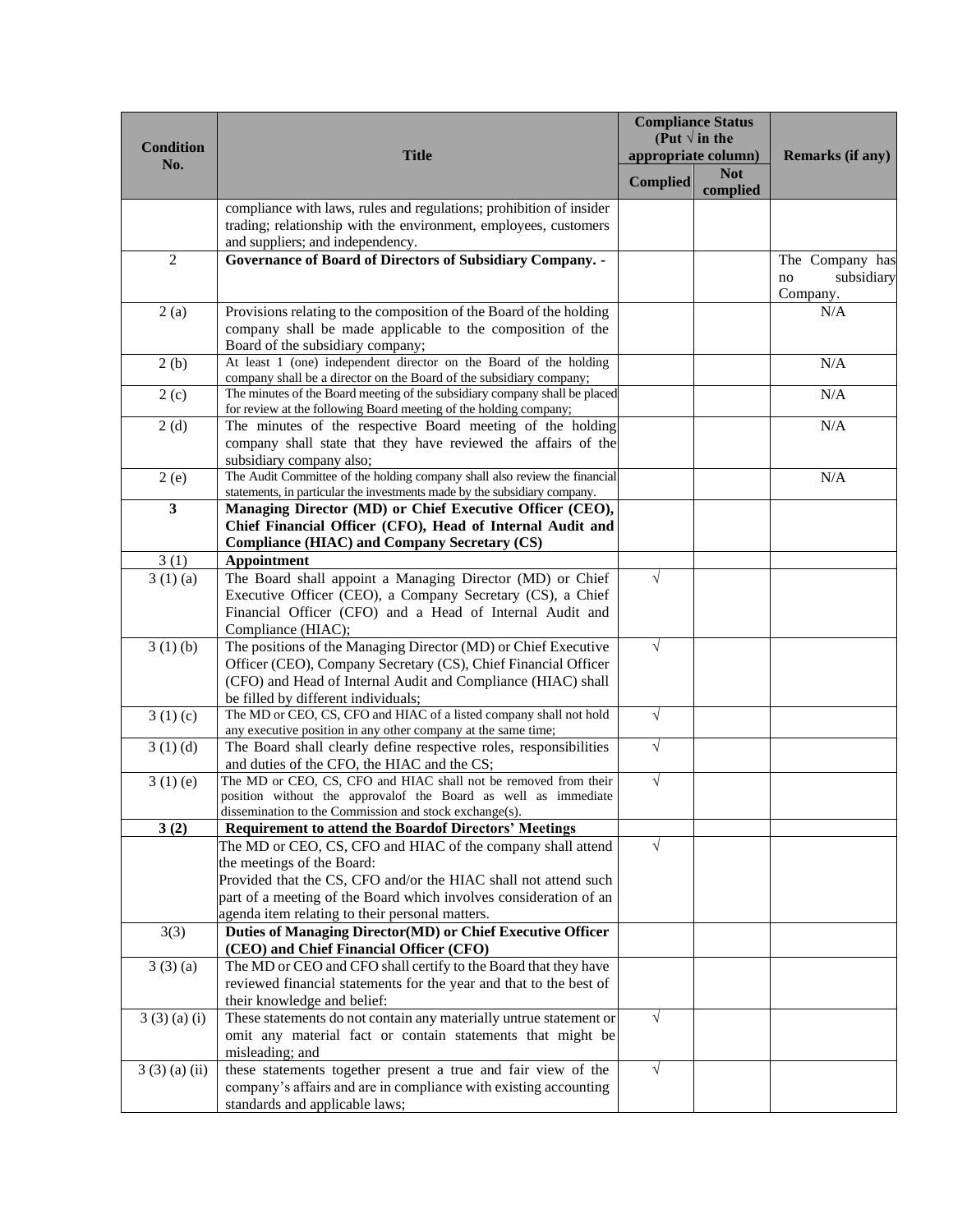| Condition No. | Title | Compliance Status (Put √ in the appropriate column) | | Remarks (if any) |
|---|---|---|---|---|
| | | Complied | Not complied | |
| | compliance with laws, rules and regulations; prohibition of insider trading; relationship with the environment, employees, customers and suppliers; and independency. | | | |
| 2 | **Governance of Board of Directors of Subsidiary Company. -** | | | The Company has no subsidiary Company. |
| 2 (a) | Provisions relating to the composition of the Board of the holding company shall be made applicable to the composition of the Board of the subsidiary company; | | | N/A |
| 2 (b) | At least 1 (one) independent director on the Board of the holding company shall be a director on the Board of the subsidiary company; | | | N/A |
| 2 (c) | The minutes of the Board meeting of the subsidiary company shall be placed for review at the following Board meeting of the holding company; | | | N/A |
| 2 (d) | The minutes of the respective Board meeting of the holding company shall state that they have reviewed the affairs of the subsidiary company also; | | | N/A |
| 2 (e) | The Audit Committee of the holding company shall also review the financial statements, in particular the investments made by the subsidiary company. | | | N/A |
| **3** | **Managing Director (MD) or Chief Executive Officer (CEO), Chief Financial Officer (CFO), Head of Internal Audit and Compliance (HIAC) and Company Secretary (CS)** | | | |
| 3 (1) | **Appointment** | | | |
| 3 (1) (a) | The Board shall appoint a Managing Director (MD) or Chief Executive Officer (CEO), a Company Secretary (CS), a Chief Financial Officer (CFO) and a Head of Internal Audit and Compliance (HIAC); | √ | | |
| 3 (1) (b) | The positions of the Managing Director (MD) or Chief Executive Officer (CEO), Company Secretary (CS), Chief Financial Officer (CFO) and Head of Internal Audit and Compliance (HIAC) shall be filled by different individuals; | √ | | |
| 3 (1) (c) | The MD or CEO, CS, CFO and HIAC of a listed company shall not hold any executive position in any other company at the same time; | √ | | |
| 3 (1) (d) | The Board shall clearly define respective roles, responsibilities and duties of the CFO, the HIAC and the CS; | √ | | |
| 3 (1) (e) | The MD or CEO, CS, CFO and HIAC shall not be removed from their position without the approvalof the Board as well as immediate dissemination to the Commission and stock exchange(s). | √ | | |
| **3 (2)** | **Requirement to attend the Boardof Directors' Meetings** | | | |
| | The MD or CEO, CS, CFO and HIAC of the company shall attend the meetings of the Board: Provided that the CS, CFO and/or the HIAC shall not attend such part of a meeting of the Board which involves consideration of an agenda item relating to their personal matters. | √ | | |
| 3(3) | **Duties of Managing Director(MD) or Chief Executive Officer (CEO) and Chief Financial Officer (CFO)** | | | |
| 3 (3) (a) | The MD or CEO and CFO shall certify to the Board that they have reviewed financial statements for the year and that to the best of their knowledge and belief: | | | |
| 3 (3) (a) (i) | These statements do not contain any materially untrue statement or omit any material fact or contain statements that might be misleading; and | √ | | |
| 3 (3) (a) (ii) | these statements together present a true and fair view of the company's affairs and are in compliance with existing accounting standards and applicable laws; | √ | | |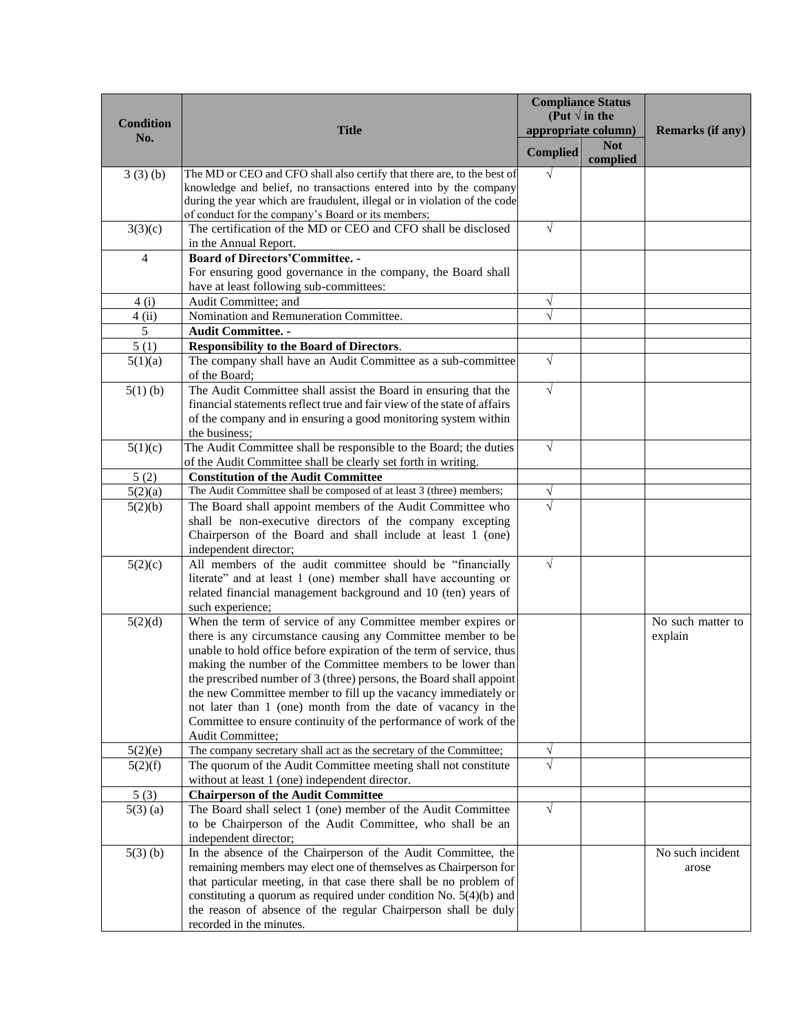| Condition No. | Title | Compliance Status (Put √ in the appropriate column) | | Remarks (if any) |
|---|---|---|---|---|
| | | Complied | Not complied | |
| 3 (3) (b) | The MD or CEO and CFO shall also certify that there are, to the best of knowledge and belief, no transactions entered into by the company during the year which are fraudulent, illegal or in violation of the code of conduct for the company's Board or its members; | √ | | |
| 3(3)(c) | The certification of the MD or CEO and CFO shall be disclosed in the Annual Report. | √ | | |
| 4 | **Board of Directors'Committee. -** For ensuring good governance in the company, the Board shall have at least following sub-committees: | | | |
| 4 (i) | Audit Committee; and | √ | | |
| 4 (ii) | Nomination and Remuneration Committee. | √ | | |
| 5 | **Audit Committee. -** | | | |
| 5 (1) | **Responsibility to the Board of Directors**. | | | |
| 5(1)(a) | The company shall have an Audit Committee as a sub-committee of the Board; | √ | | |
| 5(1) (b) | The Audit Committee shall assist the Board in ensuring that the financial statements reflect true and fair view of the state of affairs of the company and in ensuring a good monitoring system within the business; | √ | | |
| 5(1)(c) | The Audit Committee shall be responsible to the Board; the duties of the Audit Committee shall be clearly set forth in writing. | √ | | |
| 5 (2) | **Constitution of the Audit Committee** | | | |
| 5(2)(a) | The Audit Committee shall be composed of at least 3 (three) members; | √ | | |
| 5(2)(b) | The Board shall appoint members of the Audit Committee who shall be non-executive directors of the company excepting Chairperson of the Board and shall include at least 1 (one) independent director; | √ | | |
| 5(2)(c) | All members of the audit committee should be "financially literate" and at least 1 (one) member shall have accounting or related financial management background and 10 (ten) years of such experience; | √ | | |
| 5(2)(d) | When the term of service of any Committee member expires or there is any circumstance causing any Committee member to be unable to hold office before expiration of the term of service, thus making the number of the Committee members to be lower than the prescribed number of 3 (three) persons, the Board shall appoint the new Committee member to fill up the vacancy immediately or not later than 1 (one) month from the date of vacancy in the Committee to ensure continuity of the performance of work of the Audit Committee; | | | No such matter to explain |
| 5(2)(e) | The company secretary shall act as the secretary of the Committee; | √ | | |
| 5(2)(f) | The quorum of the Audit Committee meeting shall not constitute without at least 1 (one) independent director. | √ | | |
| 5 (3) | **Chairperson of the Audit Committee** | | | |
| 5(3) (a) | The Board shall select 1 (one) member of the Audit Committee to be Chairperson of the Audit Committee, who shall be an independent director; | √ | | |
| 5(3) (b) | In the absence of the Chairperson of the Audit Committee, the remaining members may elect one of themselves as Chairperson for that particular meeting, in that case there shall be no problem of constituting a quorum as required under condition No. 5(4)(b) and the reason of absence of the regular Chairperson shall be duly recorded in the minutes. | | | No such incident arose |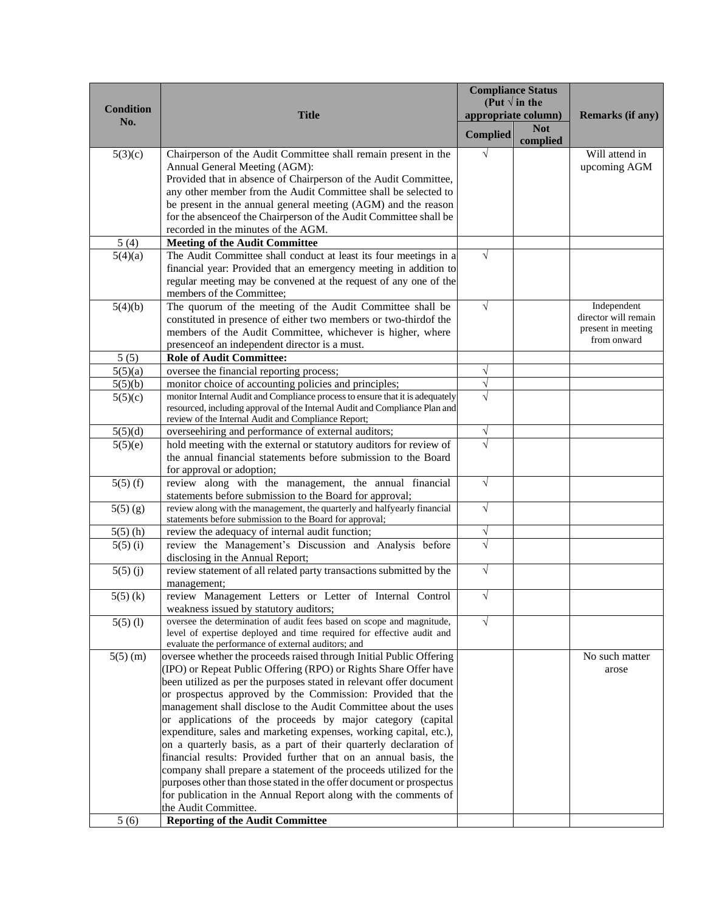| Condition No. | Title | Compliance Status (Put √ in the appropriate column) | | Remarks (if any) |
|---|---|---|---|---|
| | | Complied | Not complied | |
| 5(3)(c) | Chairperson of the Audit Committee shall remain present in the Annual General Meeting (AGM): Provided that in absence of Chairperson of the Audit Committee, any other member from the Audit Committee shall be selected to be present in the annual general meeting (AGM) and the reason for the absenceof the Chairperson of the Audit Committee shall be recorded in the minutes of the AGM. | √ | | Will attend in upcoming AGM |
| 5 (4) | **Meeting of the Audit Committee** | | | |
| 5(4)(a) | The Audit Committee shall conduct at least its four meetings in a financial year: Provided that an emergency meeting in addition to regular meeting may be convened at the request of any one of the members of the Committee; | √ | | |
| 5(4)(b) | The quorum of the meeting of the Audit Committee shall be constituted in presence of either two members or two-thirdof the members of the Audit Committee, whichever is higher, where presenceof an independent director is a must. | √ | | Independent director will remain present in meeting from onward |
| 5 (5) | **Role of Audit Committee:** | | | |
| 5(5)(a) | oversee the financial reporting process; | √ | | |
| 5(5)(b) | monitor choice of accounting policies and principles; | √ | | |
| 5(5)(c) | monitor Internal Audit and Compliance process to ensure that it is adequately resourced, including approval of the Internal Audit and Compliance Plan and review of the Internal Audit and Compliance Report; | √ | | |
| 5(5)(d) | overseehiring and performance of external auditors; | √ | | |
| 5(5)(e) | hold meeting with the external or statutory auditors for review of the annual financial statements before submission to the Board for approval or adoption; | √ | | |
| 5(5) (f) | review along with the management, the annual financial statements before submission to the Board for approval; | √ | | |
| 5(5) (g) | review along with the management, the quarterly and halfyearly financial statements before submission to the Board for approval; | √ | | |
| 5(5) (h) | review the adequacy of internal audit function; | √ | | |
| 5(5) (i) | review the Management's Discussion and Analysis before disclosing in the Annual Report; | √ | | |
| 5(5) (j) | review statement of all related party transactions submitted by the management; | √ | | |
| 5(5) (k) | review Management Letters or Letter of Internal Control weakness issued by statutory auditors; | √ | | |
| 5(5) (l) | oversee the determination of audit fees based on scope and magnitude, level of expertise deployed and time required for effective audit and evaluate the performance of external auditors; and | √ | | |
| 5(5) (m) | oversee whether the proceeds raised through Initial Public Offering (IPO) or Repeat Public Offering (RPO) or Rights Share Offer have been utilized as per the purposes stated in relevant offer document or prospectus approved by the Commission: Provided that the management shall disclose to the Audit Committee about the uses or applications of the proceeds by major category (capital expenditure, sales and marketing expenses, working capital, etc.), on a quarterly basis, as a part of their quarterly declaration of financial results: Provided further that on an annual basis, the company shall prepare a statement of the proceeds utilized for the purposes other than those stated in the offer document or prospectus for publication in the Annual Report along with the comments of the Audit Committee. | | | No such matter arose |
| 5 (6) | **Reporting of the Audit Committee** | | | |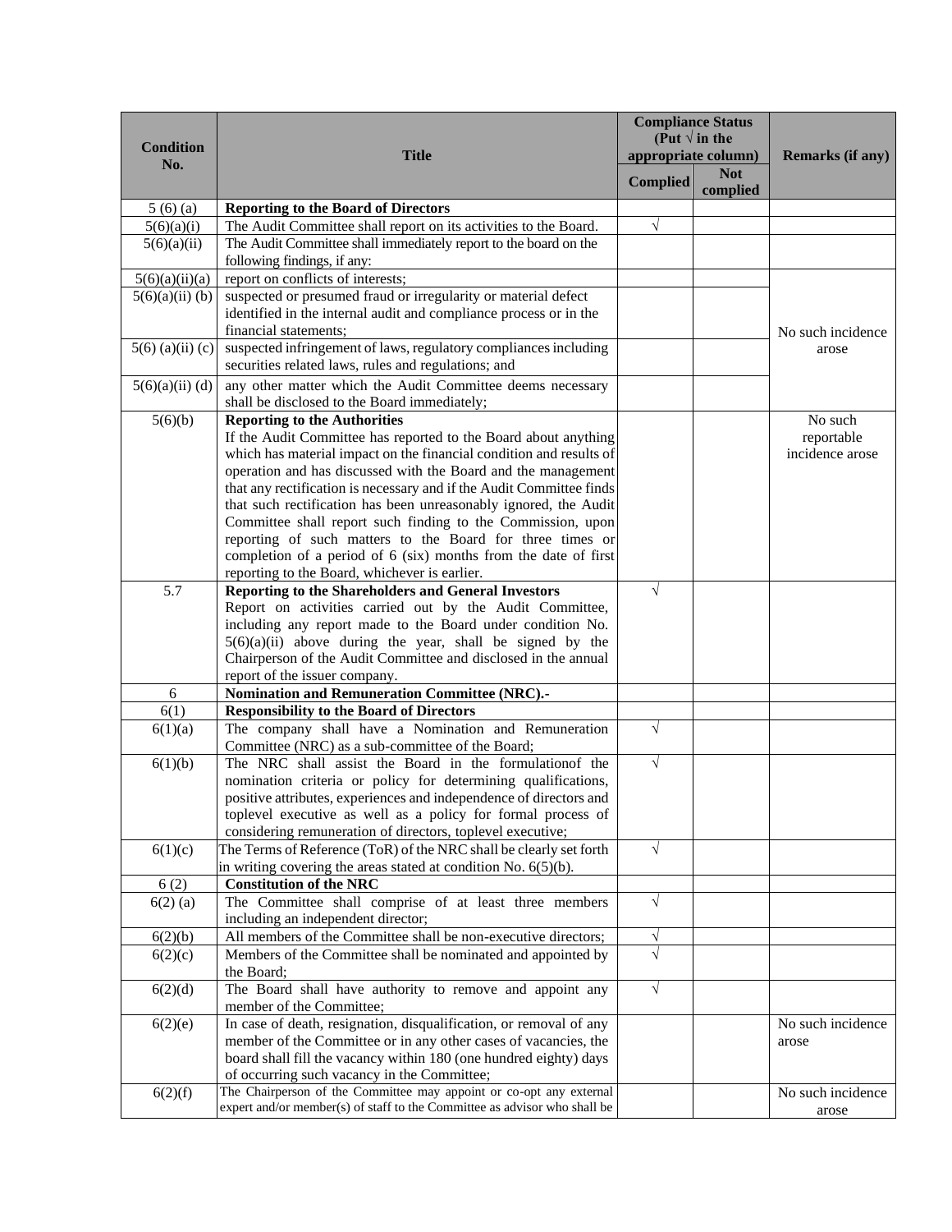| Condition No. | Title | Compliance Status (Put √ in the appropriate column) | | Remarks (if any) |
|---|---|---|---|---|
| | | Complied | Not complied | |
| 5 (6) (a) | **Reporting to the Board of Directors** | | | |
| 5(6)(a)(i) | The Audit Committee shall report on its activities to the Board. | √ | | |
| 5(6)(a)(ii) | The Audit Committee shall immediately report to the board on the following findings, if any: | | | |
| 5(6)(a)(ii)(a) | report on conflicts of interests; | | | No such incidence arose |
| 5(6)(a)(ii) (b) | suspected or presumed fraud or irregularity or material defect identified in the internal audit and compliance process or in the financial statements; | | | |
| 5(6) (a)(ii) (c) | suspected infringement of laws, regulatory compliances including securities related laws, rules and regulations; and | | | |
| 5(6)(a)(ii) (d) | any other matter which the Audit Committee deems necessary shall be disclosed to the Board immediately; | | | |
| 5(6)(b) | **Reporting to the Authorities**<br>If the Audit Committee has reported to the Board about anything which has material impact on the financial condition and results of operation and has discussed with the Board and the management that any rectification is necessary and if the Audit Committee finds that such rectification has been unreasonably ignored, the Audit Committee shall report such finding to the Commission, upon reporting of such matters to the Board for three times or completion of a period of 6 (six) months from the date of first reporting to the Board, whichever is earlier. | | | No such reportable incidence arose |
| 5.7 | **Reporting to the Shareholders and General Investors**<br>Report on activities carried out by the Audit Committee, including any report made to the Board under condition No. 5(6)(a)(ii) above during the year, shall be signed by the Chairperson of the Audit Committee and disclosed in the annual report of the issuer company. | √ | | |
| 6 | **Nomination and Remuneration Committee (NRC).-** | | | |
| 6(1) | **Responsibility to the Board of Directors** | | | |
| 6(1)(a) | The company shall have a Nomination and Remuneration Committee (NRC) as a sub-committee of the Board; | √ | | |
| 6(1)(b) | The NRC shall assist the Board in the formulationof the nomination criteria or policy for determining qualifications, positive attributes, experiences and independence of directors and toplevel executive as well as a policy for formal process of considering remuneration of directors, toplevel executive; | √ | | |
| 6(1)(c) | The Terms of Reference (ToR) of the NRC shall be clearly set forth in writing covering the areas stated at condition No. 6(5)(b). | √ | | |
| 6 (2) | **Constitution of the NRC** | | | |
| 6(2) (a) | The Committee shall comprise of at least three members including an independent director; | √ | | |
| 6(2)(b) | All members of the Committee shall be non-executive directors; | √ | | |
| 6(2)(c) | Members of the Committee shall be nominated and appointed by the Board; | √ | | |
| 6(2)(d) | The Board shall have authority to remove and appoint any member of the Committee; | √ | | |
| 6(2)(e) | In case of death, resignation, disqualification, or removal of any member of the Committee or in any other cases of vacancies, the board shall fill the vacancy within 180 (one hundred eighty) days of occurring such vacancy in the Committee; | | | No such incidence arose |
| 6(2)(f) | The Chairperson of the Committee may appoint or co-opt any external expert and/or member(s) of staff to the Committee as advisor who shall be | | | No such incidence arose |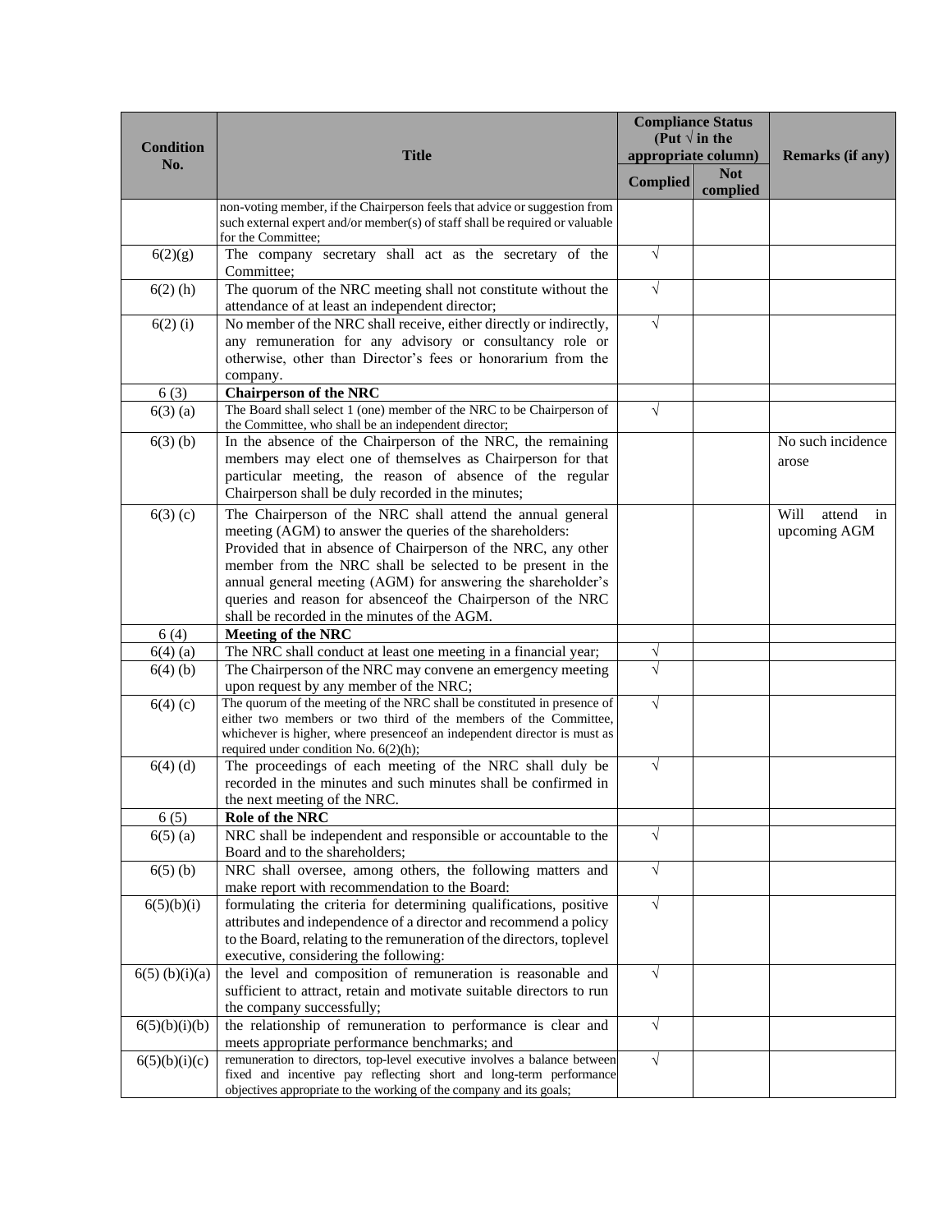| Condition No. | Title | Compliance Status (Put √ in the appropriate column) | | Remarks (if any) |
|---|---|---|---|---|
| | | Complied | Not complied | |
| | non-voting member, if the Chairperson feels that advice or suggestion from such external expert and/or member(s) of staff shall be required or valuable for the Committee; | | | |
| 6(2)(g) | The company secretary shall act as the secretary of the Committee; | √ | | |
| 6(2) (h) | The quorum of the NRC meeting shall not constitute without the attendance of at least an independent director; | √ | | |
| 6(2) (i) | No member of the NRC shall receive, either directly or indirectly, any remuneration for any advisory or consultancy role or otherwise, other than Director's fees or honorarium from the company. | √ | | |
| 6 (3) | **Chairperson of the NRC** | | | |
| 6(3) (a) | The Board shall select 1 (one) member of the NRC to be Chairperson of the Committee, who shall be an independent director; | √ | | |
| 6(3) (b) | In the absence of the Chairperson of the NRC, the remaining members may elect one of themselves as Chairperson for that particular meeting, the reason of absence of the regular Chairperson shall be duly recorded in the minutes; | | | No such incidence arose |
| 6(3) (c) | The Chairperson of the NRC shall attend the annual general meeting (AGM) to answer the queries of the shareholders: Provided that in absence of Chairperson of the NRC, any other member from the NRC shall be selected to be present in the annual general meeting (AGM) for answering the shareholder's queries and reason for absenceof the Chairperson of the NRC shall be recorded in the minutes of the AGM. | | | Will attend in upcoming AGM |
| 6 (4) | **Meeting of the NRC** | | | |
| 6(4) (a) | The NRC shall conduct at least one meeting in a financial year; | √ | | |
| 6(4) (b) | The Chairperson of the NRC may convene an emergency meeting upon request by any member of the NRC; | √ | | |
| 6(4) (c) | The quorum of the meeting of the NRC shall be constituted in presence of either two members or two third of the members of the Committee, whichever is higher, where presenceof an independent director is must as required under condition No. 6(2)(h); | √ | | |
| 6(4) (d) | The proceedings of each meeting of the NRC shall duly be recorded in the minutes and such minutes shall be confirmed in the next meeting of the NRC. | √ | | |
| 6 (5) | **Role of the NRC** | | | |
| 6(5) (a) | NRC shall be independent and responsible or accountable to the Board and to the shareholders; | √ | | |
| 6(5) (b) | NRC shall oversee, among others, the following matters and make report with recommendation to the Board: | √ | | |
| 6(5)(b)(i) | formulating the criteria for determining qualifications, positive attributes and independence of a director and recommend a policy to the Board, relating to the remuneration of the directors, toplevel executive, considering the following: | √ | | |
| 6(5) (b)(i)(a) | the level and composition of remuneration is reasonable and sufficient to attract, retain and motivate suitable directors to run the company successfully; | √ | | |
| 6(5)(b)(i)(b) | the relationship of remuneration to performance is clear and meets appropriate performance benchmarks; and | √ | | |
| 6(5)(b)(i)(c) | remuneration to directors, top-level executive involves a balance between fixed and incentive pay reflecting short and long-term performance objectives appropriate to the working of the company and its goals; | √ | | |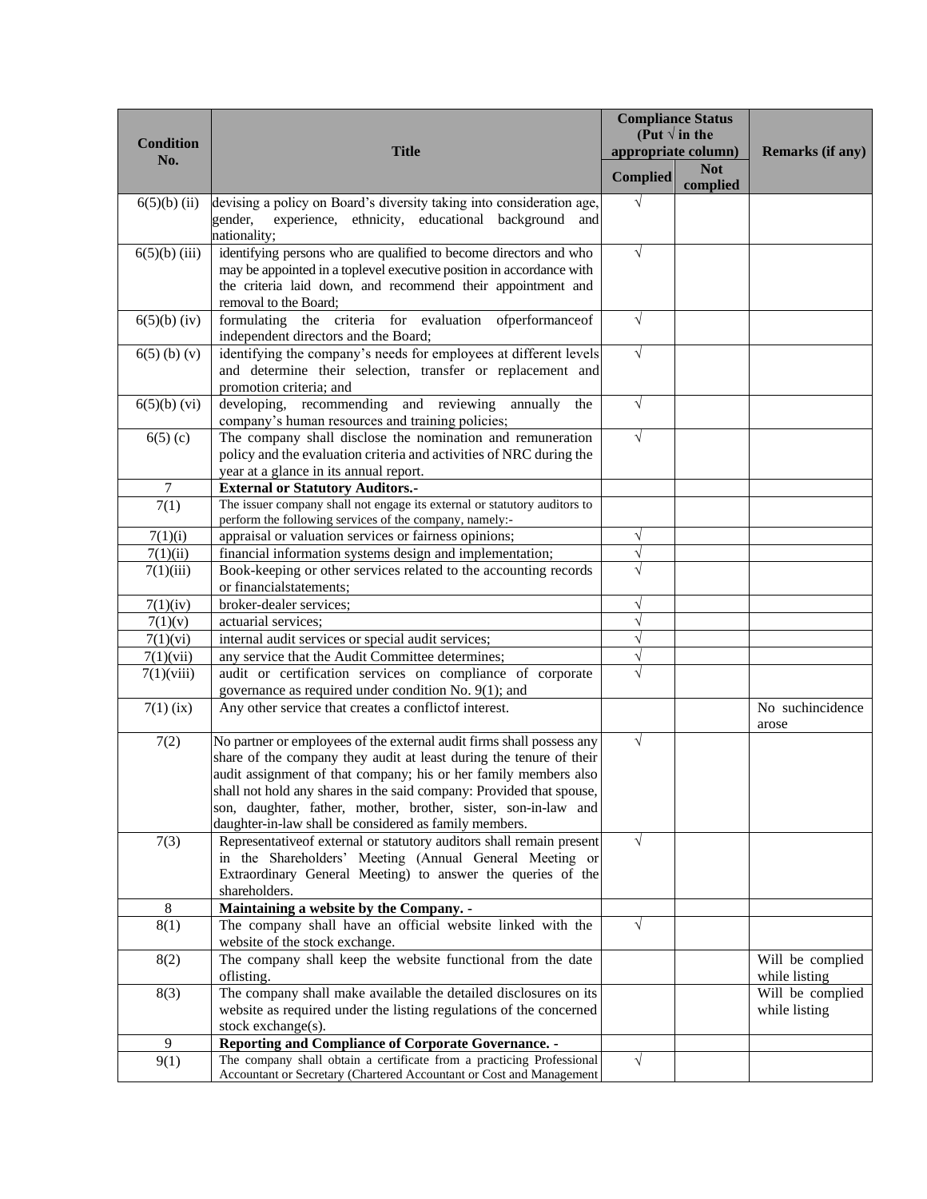| Condition No. | Title | Compliance Status (Put √ in the appropriate column) | | Remarks (if any) |
|---|---|---|---|---|
| | | Complied | Not complied | |
| 6(5)(b) (ii) | devising a policy on Board's diversity taking into consideration age, gender, experience, ethnicity, educational background and nationality; | √ | | |
| 6(5)(b) (iii) | identifying persons who are qualified to become directors and who may be appointed in a toplevel executive position in accordance with the criteria laid down, and recommend their appointment and removal to the Board; | √ | | |
| 6(5)(b) (iv) | formulating the criteria for evaluation ofperformanceof independent directors and the Board; | √ | | |
| 6(5) (b) (v) | identifying the company's needs for employees at different levels and determine their selection, transfer or replacement and promotion criteria; and | √ | | |
| 6(5)(b) (vi) | developing, recommending and reviewing annually the company's human resources and training policies; | √ | | |
| 6(5) (c) | The company shall disclose the nomination and remuneration policy and the evaluation criteria and activities of NRC during the year at a glance in its annual report. | √ | | |
| 7 | **External or Statutory Auditors.-** | | | |
| 7(1) | The issuer company shall not engage its external or statutory auditors to perform the following services of the company, namely:- | | | |
| 7(1)(i) | appraisal or valuation services or fairness opinions; | √ | | |
| 7(1)(ii) | financial information systems design and implementation; | √ | | |
| 7(1)(iii) | Book-keeping or other services related to the accounting records or financialstatements; | √ | | |
| 7(1)(iv) | broker-dealer services; | √ | | |
| 7(1)(v) | actuarial services; | √ | | |
| 7(1)(vi) | internal audit services or special audit services; | √ | | |
| 7(1)(vii) | any service that the Audit Committee determines; | √ | | |
| 7(1)(viii) | audit or certification services on compliance of corporate governance as required under condition No. 9(1); and | √ | | |
| 7(1) (ix) | Any other service that creates a conflictof interest. | | | No suchincidence arose |
| 7(2) | No partner or employees of the external audit firms shall possess any share of the company they audit at least during the tenure of their audit assignment of that company; his or her family members also shall not hold any shares in the said company: Provided that spouse, son, daughter, father, mother, brother, sister, son-in-law and daughter-in-law shall be considered as family members. | √ | | |
| 7(3) | Representativeof external or statutory auditors shall remain present in the Shareholders' Meeting (Annual General Meeting or Extraordinary General Meeting) to answer the queries of the shareholders. | √ | | |
| 8 | **Maintaining a website by the Company. -** | | | |
| 8(1) | The company shall have an official website linked with the website of the stock exchange. | √ | | |
| 8(2) | The company shall keep the website functional from the date oflisting. | | | Will be complied while listing |
| 8(3) | The company shall make available the detailed disclosures on its website as required under the listing regulations of the concerned stock exchange(s). | | | Will be complied while listing |
| 9 | **Reporting and Compliance of Corporate Governance. -** | | | |
| 9(1) | The company shall obtain a certificate from a practicing Professional Accountant or Secretary (Chartered Accountant or Cost and Management | √ | | |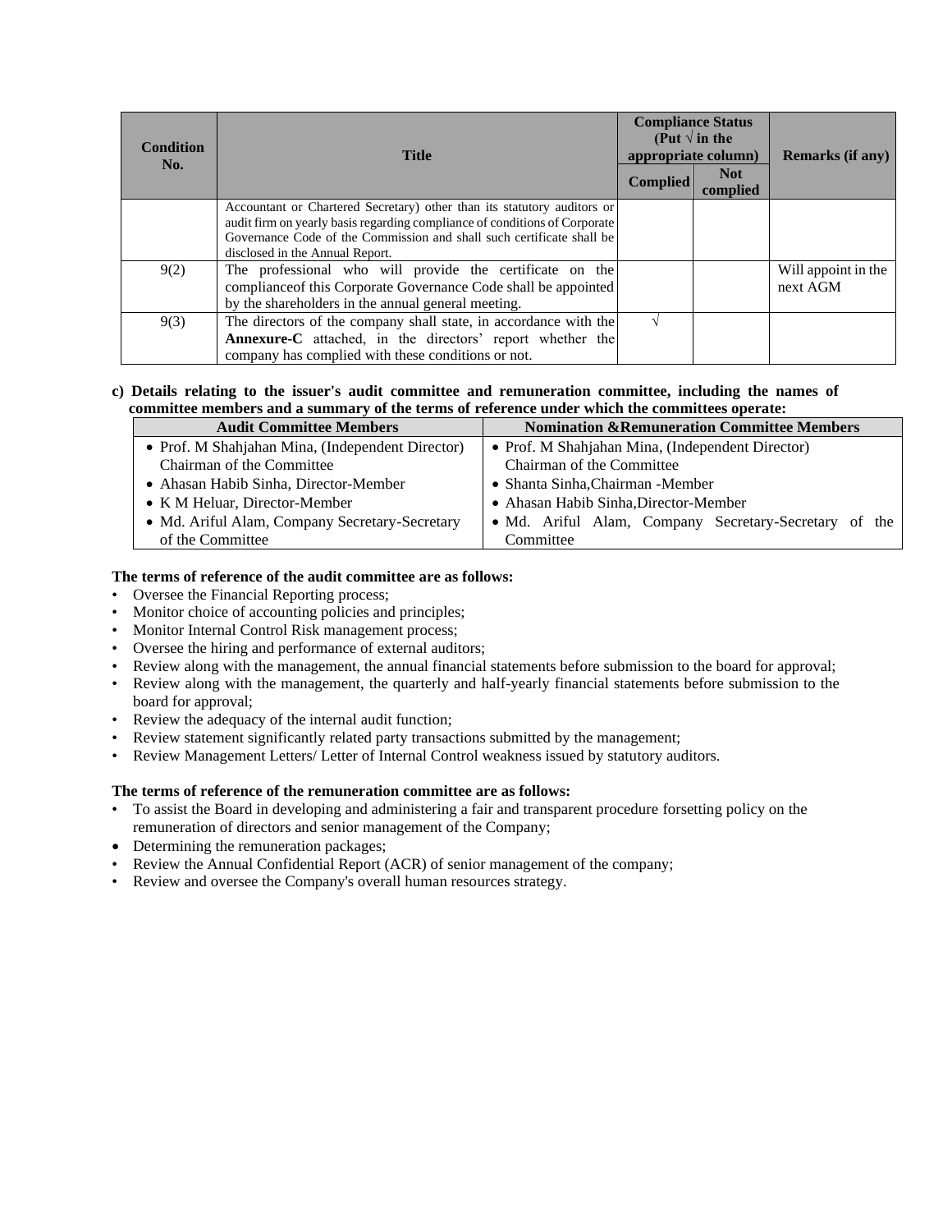| Condition No. | Title | Compliance Status (Put √ in the appropriate column) | | Remarks (if any) |
|---|---|---|---|---|
| | | Complied | Not complied | |
| | Accountant or Chartered Secretary) other than its statutory auditors or audit firm on yearly basis regarding compliance of conditions of Corporate Governance Code of the Commission and shall such certificate shall be disclosed in the Annual Report. | | | |
| 9(2) | The professional who will provide the certificate on the complianceof this Corporate Governance Code shall be appointed by the shareholders in the annual general meeting. | | | Will appoint in the next AGM |
| 9(3) | The directors of the company shall state, in accordance with the **Annexure-C** attached, in the directors' report whether the company has complied with these conditions or not. | √ | | |

**c) Details relating to the issuer's audit committee and remuneration committee, including the names of committee members and a summary of the terms of reference under which the committees operate:**

| Audit Committee Members | Nomination &Remuneration Committee Members |
|---|---|
| • Prof. M Shahjahan Mina, (Independent Director) Chairman of the Committee<br>• Ahasan Habib Sinha, Director-Member<br>• K M Heluar, Director-Member<br>• Md. Ariful Alam, Company Secretary-Secretary of the Committee | • Prof. M Shahjahan Mina, (Independent Director) Chairman of the Committee<br>• Shanta Sinha,Chairman -Member<br>• Ahasan Habib Sinha,Director-Member<br>• Md. Ariful Alam, Company Secretary-Secretary of the Committee |

**The terms of reference of the audit committee are as follows:**

- Oversee the Financial Reporting process;
- Monitor choice of accounting policies and principles;
- Monitor Internal Control Risk management process;
- Oversee the hiring and performance of external auditors;
- Review along with the management, the annual financial statements before submission to the board for approval;
- Review along with the management, the quarterly and half-yearly financial statements before submission to the board for approval;
- Review the adequacy of the internal audit function;
- Review statement significantly related party transactions submitted by the management;
- Review Management Letters/ Letter of Internal Control weakness issued by statutory auditors.

**The terms of reference of the remuneration committee are as follows:**

- To assist the Board in developing and administering a fair and transparent procedure forsetting policy on the remuneration of directors and senior management of the Company;
- Determining the remuneration packages;
- Review the Annual Confidential Report (ACR) of senior management of the company;
- Review and oversee the Company's overall human resources strategy.